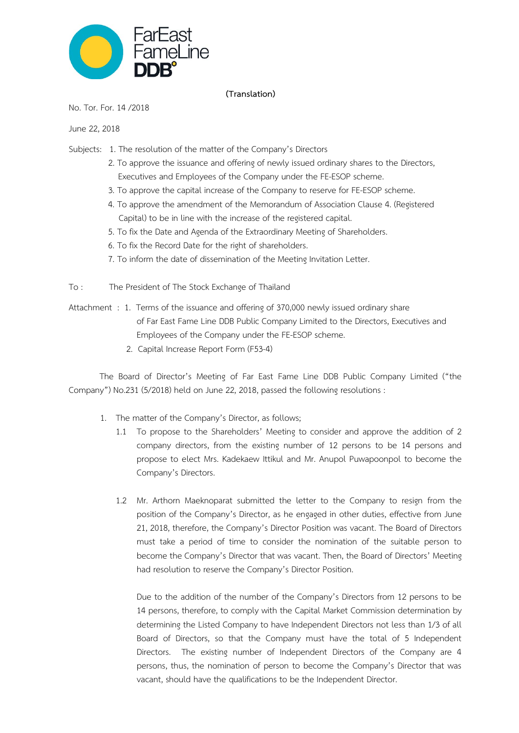FarEast FameLine DDB

**(Translation)**

No. Tor. For. 14 /2018

June 22, 2018

Subjects:
1. The resolution of the matter of the Company's Directors
2. To approve the issuance and offering of newly issued ordinary shares to the Directors, Executives and Employees of the Company under the FE-ESOP scheme.
3. To approve the capital increase of the Company to reserve for FE-ESOP scheme.
4. To approve the amendment of the Memorandum of Association Clause 4. (Registered Capital) to be in line with the increase of the registered capital.
5. To fix the Date and Agenda of the Extraordinary Meeting of Shareholders.
6. To fix the Record Date for the right of shareholders.
7. To inform the date of dissemination of the Meeting Invitation Letter.

To : The President of The Stock Exchange of Thailand

Attachment :
1. Terms of the issuance and offering of 370,000 newly issued ordinary share of Far East Fame Line DDB Public Company Limited to the Directors, Executives and Employees of the Company under the FE-ESOP scheme.
2. Capital Increase Report Form (F53-4)

The Board of Director's Meeting of Far East Fame Line DDB Public Company Limited ("the Company") No.231 (5/2018) held on June 22, 2018, passed the following resolutions :

1. The matter of the Company's Director, as follows;

   1.1 To propose to the Shareholders' Meeting to consider and approve the addition of 2 company directors, from the existing number of 12 persons to be 14 persons and propose to elect Mrs. Kadekaew Ittikul and Mr. Anupol Puwapoonpol to become the Company's Directors.

   1.2 Mr. Arthorn Maeknoparat submitted the letter to the Company to resign from the position of the Company's Director, as he engaged in other duties, effective from June 21, 2018, therefore, the Company's Director Position was vacant. The Board of Directors must take a period of time to consider the nomination of the suitable person to become the Company's Director that was vacant. Then, the Board of Directors' Meeting had resolution to reserve the Company's Director Position.

   Due to the addition of the number of the Company's Directors from 12 persons to be 14 persons, therefore, to comply with the Capital Market Commission determination by determining the Listed Company to have Independent Directors not less than 1/3 of all Board of Directors, so that the Company must have the total of 5 Independent Directors. The existing number of Independent Directors of the Company are 4 persons, thus, the nomination of person to become the Company's Director that was vacant, should have the qualifications to be the Independent Director.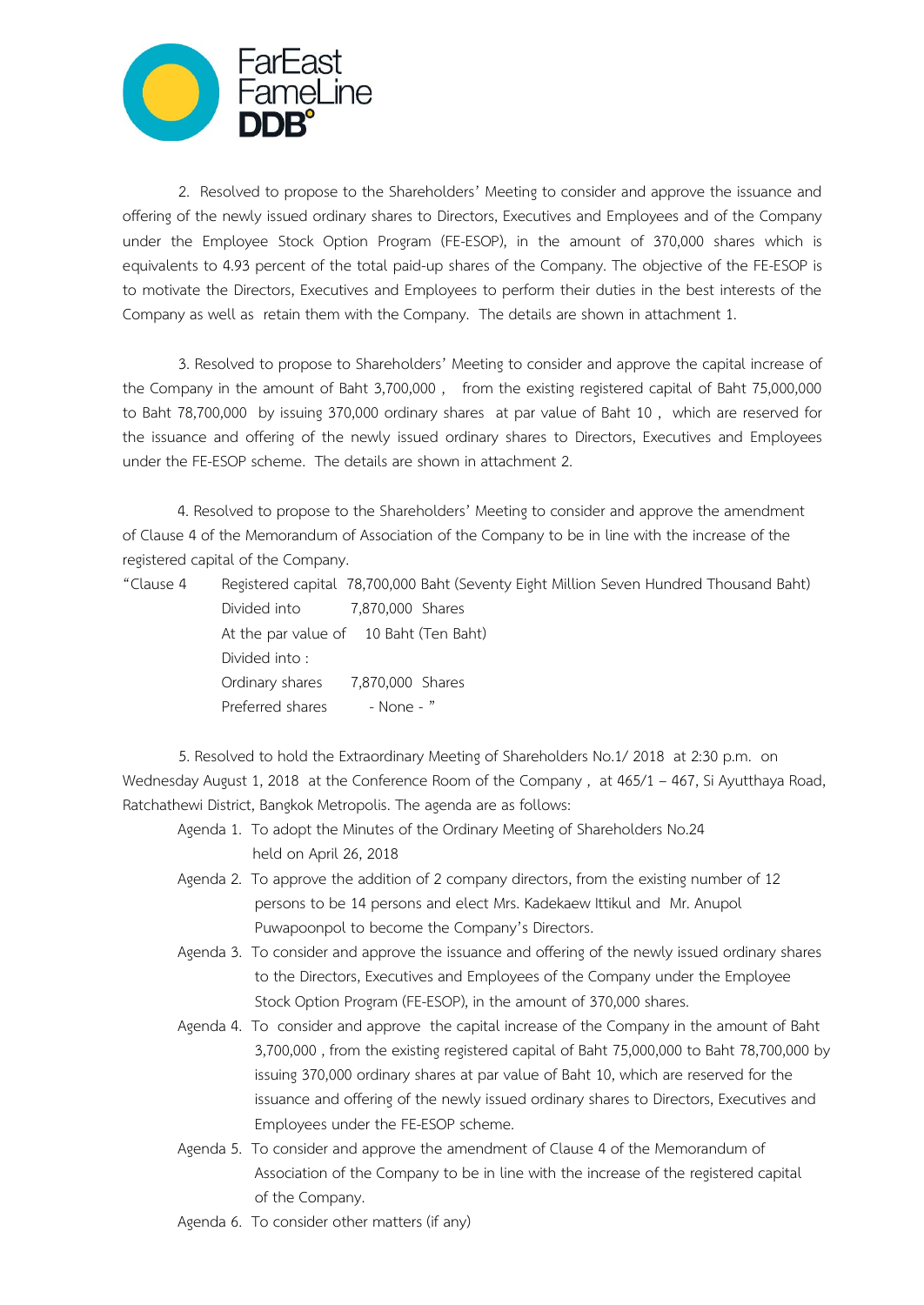2. Resolved to propose to the Shareholders' Meeting to consider and approve the issuance and offering of the newly issued ordinary shares to Directors, Executives and Employees and of the Company under the Employee Stock Option Program (FE-ESOP), in the amount of 370,000 shares which is equivalents to 4.93 percent of the total paid-up shares of the Company. The objective of the FE-ESOP is to motivate the Directors, Executives and Employees to perform their duties in the best interests of the Company as well as retain them with the Company. The details are shown in attachment 1.

3. Resolved to propose to Shareholders' Meeting to consider and approve the capital increase of the Company in the amount of Baht 3,700,000 , from the existing registered capital of Baht 75,000,000 to Baht 78,700,000 by issuing 370,000 ordinary shares at par value of Baht 10 , which are reserved for the issuance and offering of the newly issued ordinary shares to Directors, Executives and Employees under the FE-ESOP scheme. The details are shown in attachment 2.

4. Resolved to propose to the Shareholders' Meeting to consider and approve the amendment of Clause 4 of the Memorandum of Association of the Company to be in line with the increase of the registered capital of the Company.

"Clause 4 Registered capital 78,700,000 Baht (Seventy Eight Million Seven Hundred Thousand Baht)
Divided into 7,870,000 Shares
At the par value of 10 Baht (Ten Baht)
Divided into :
Ordinary shares 7,870,000 Shares
Preferred shares - None - "

5. Resolved to hold the Extraordinary Meeting of Shareholders No.1/ 2018 at 2:30 p.m. on Wednesday August 1, 2018 at the Conference Room of the Company , at 465/1 – 467, Si Ayutthaya Road, Ratchathewi District, Bangkok Metropolis. The agenda are as follows:

Agenda 1. To adopt the Minutes of the Ordinary Meeting of Shareholders No.24 held on April 26, 2018

Agenda 2. To approve the addition of 2 company directors, from the existing number of 12 persons to be 14 persons and elect Mrs. Kadekaew Ittikul and Mr. Anupol Puwapoonpol to become the Company's Directors.

Agenda 3. To consider and approve the issuance and offering of the newly issued ordinary shares to the Directors, Executives and Employees of the Company under the Employee Stock Option Program (FE-ESOP), in the amount of 370,000 shares.

Agenda 4. To consider and approve the capital increase of the Company in the amount of Baht 3,700,000 , from the existing registered capital of Baht 75,000,000 to Baht 78,700,000 by issuing 370,000 ordinary shares at par value of Baht 10, which are reserved for the issuance and offering of the newly issued ordinary shares to Directors, Executives and Employees under the FE-ESOP scheme.

Agenda 5. To consider and approve the amendment of Clause 4 of the Memorandum of Association of the Company to be in line with the increase of the registered capital of the Company.

Agenda 6. To consider other matters (if any)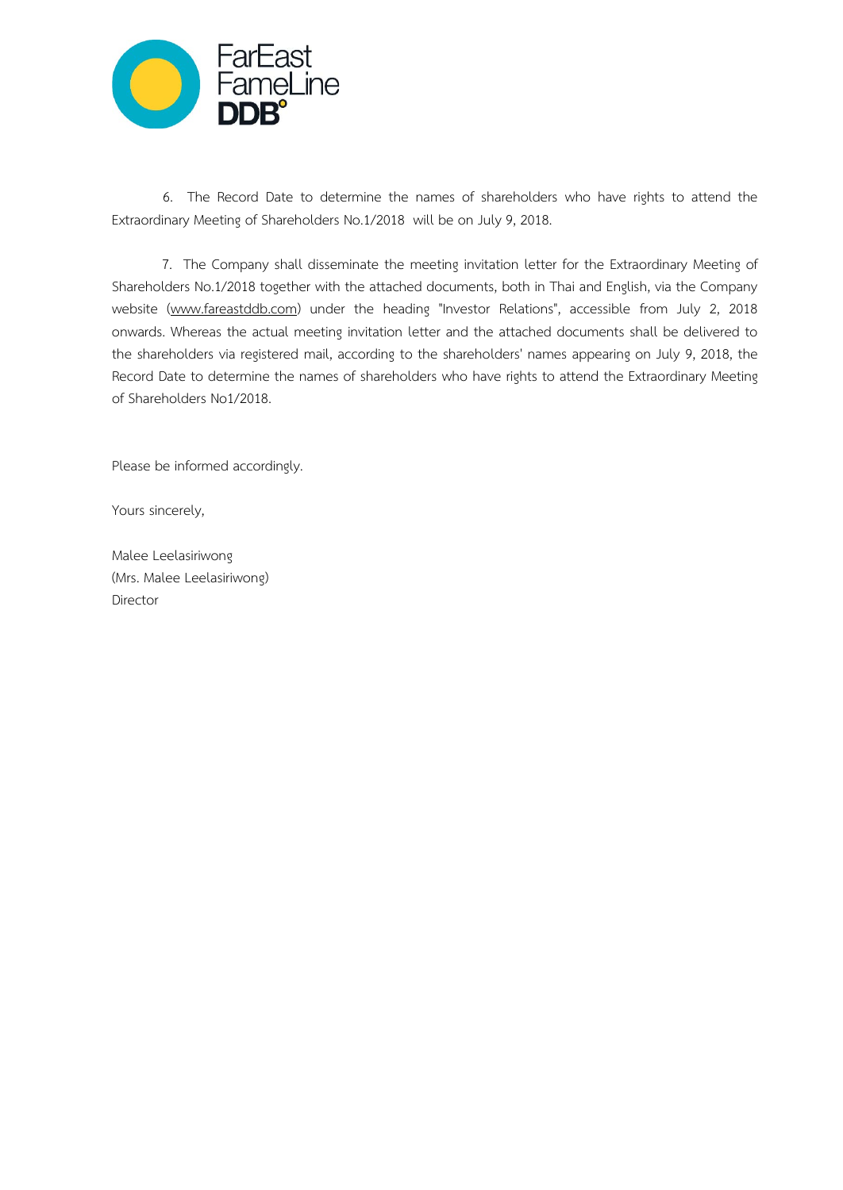6. The Record Date to determine the names of shareholders who have rights to attend the Extraordinary Meeting of Shareholders No.1/2018 will be on July 9, 2018.

7. The Company shall disseminate the meeting invitation letter for the Extraordinary Meeting of Shareholders No.1/2018 together with the attached documents, both in Thai and English, via the Company website (www.fareastddb.com) under the heading "Investor Relations", accessible from July 2, 2018 onwards. Whereas the actual meeting invitation letter and the attached documents shall be delivered to the shareholders via registered mail, according to the shareholders' names appearing on July 9, 2018, the Record Date to determine the names of shareholders who have rights to attend the Extraordinary Meeting of Shareholders No1/2018.

Please be informed accordingly.

Yours sincerely,

Malee Leelasiriwong
(Mrs. Malee Leelasiriwong)
Director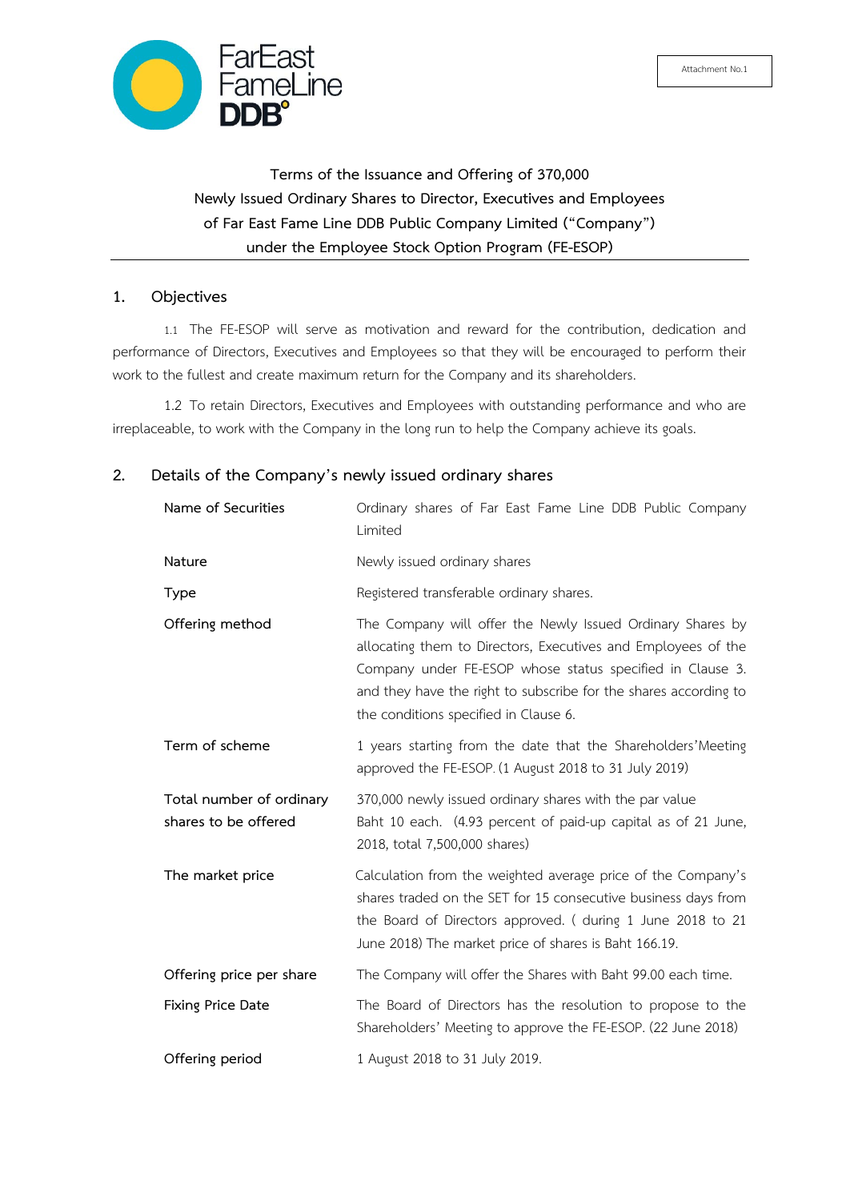Attachment No.1

**Terms of the Issuance and Offering of 370,000**
**Newly Issued Ordinary Shares to Director, Executives and Employees**
**of Far East Fame Line DDB Public Company Limited ("Company")**
**under the Employee Stock Option Program (FE-ESOP)**

## 1. Objectives

1.1 The FE-ESOP will serve as motivation and reward for the contribution, dedication and performance of Directors, Executives and Employees so that they will be encouraged to perform their work to the fullest and create maximum return for the Company and its shareholders.

1.2 To retain Directors, Executives and Employees with outstanding performance and who are irreplaceable, to work with the Company in the long run to help the Company achieve its goals.

## 2. Details of the Company's newly issued ordinary shares

| | |
|---|---|
| Name of Securities | Ordinary shares of Far East Fame Line DDB Public Company Limited |
| Nature | Newly issued ordinary shares |
| Type | Registered transferable ordinary shares. |
| Offering method | The Company will offer the Newly Issued Ordinary Shares by allocating them to Directors, Executives and Employees of the Company under FE-ESOP whose status specified in Clause 3. and they have the right to subscribe for the shares according to the conditions specified in Clause 6. |
| Term of scheme | 1 years starting from the date that the Shareholders'Meeting approved the FE-ESOP. (1 August 2018 to 31 July 2019) |
| Total number of ordinary shares to be offered | 370,000 newly issued ordinary shares with the par value Baht 10 each. (4.93 percent of paid-up capital as of 21 June, 2018, total 7,500,000 shares) |
| The market price | Calculation from the weighted average price of the Company's shares traded on the SET for 15 consecutive business days from the Board of Directors approved. ( during 1 June 2018 to 21 June 2018) The market price of shares is Baht 166.19. |
| Offering price per share | The Company will offer the Shares with Baht 99.00 each time. |
| Fixing Price Date | The Board of Directors has the resolution to propose to the Shareholders' Meeting to approve the FE-ESOP. (22 June 2018) |
| Offering period | 1 August 2018 to 31 July 2019. |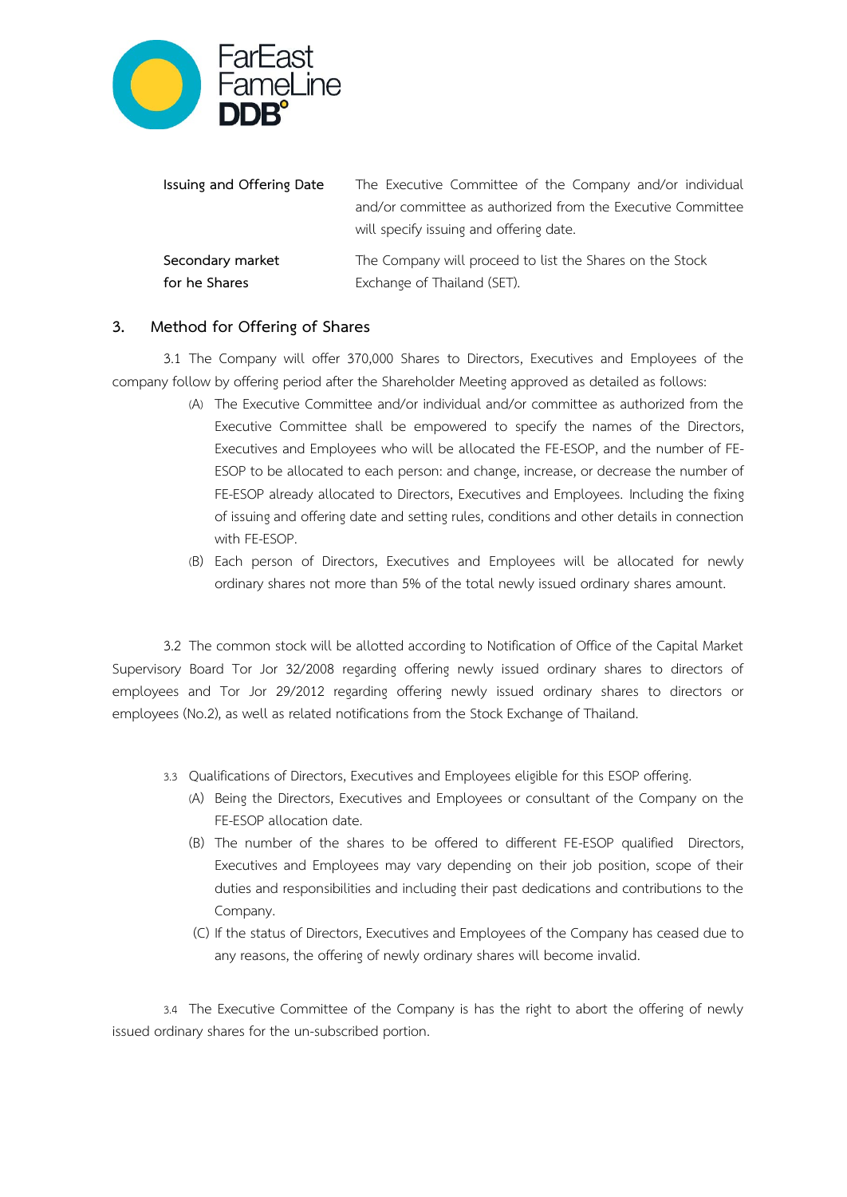| | |
|---|---|
| **Issuing and Offering Date** | The Executive Committee of the Company and/or individual and/or committee as authorized from the Executive Committee will specify issuing and offering date. |
| **Secondary market for he Shares** | The Company will proceed to list the Shares on the Stock Exchange of Thailand (SET). |

## 3. Method for Offering of Shares

3.1 The Company will offer 370,000 Shares to Directors, Executives and Employees of the company follow by offering period after the Shareholder Meeting approved as detailed as follows:

(A) The Executive Committee and/or individual and/or committee as authorized from the Executive Committee shall be empowered to specify the names of the Directors, Executives and Employees who will be allocated the FE-ESOP, and the number of FE-ESOP to be allocated to each person: and change, increase, or decrease the number of FE-ESOP already allocated to Directors, Executives and Employees. Including the fixing of issuing and offering date and setting rules, conditions and other details in connection with FE-ESOP.

(B) Each person of Directors, Executives and Employees will be allocated for newly ordinary shares not more than 5% of the total newly issued ordinary shares amount.

3.2 The common stock will be allotted according to Notification of Office of the Capital Market Supervisory Board Tor Jor 32/2008 regarding offering newly issued ordinary shares to directors of employees and Tor Jor 29/2012 regarding offering newly issued ordinary shares to directors or employees (No.2), as well as related notifications from the Stock Exchange of Thailand.

3.3 Qualifications of Directors, Executives and Employees eligible for this ESOP offering.

(A) Being the Directors, Executives and Employees or consultant of the Company on the FE-ESOP allocation date.

(B) The number of the shares to be offered to different FE-ESOP qualified Directors, Executives and Employees may vary depending on their job position, scope of their duties and responsibilities and including their past dedications and contributions to the Company.

(C) If the status of Directors, Executives and Employees of the Company has ceased due to any reasons, the offering of newly ordinary shares will become invalid.

3.4 The Executive Committee of the Company is has the right to abort the offering of newly issued ordinary shares for the un-subscribed portion.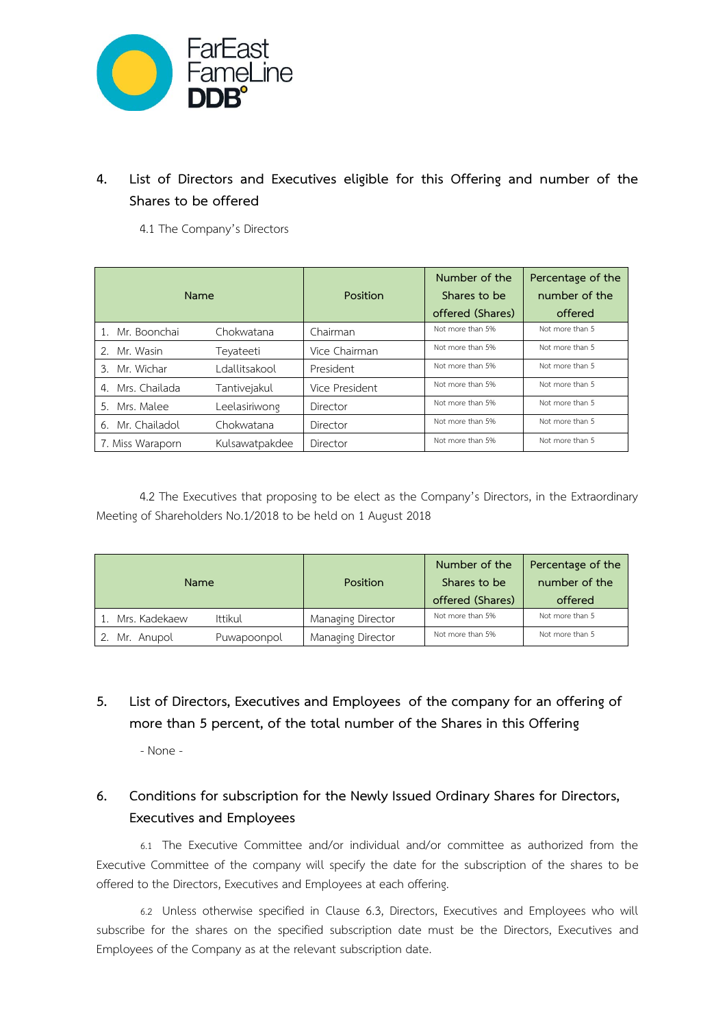## 4. List of Directors and Executives eligible for this Offering and number of the Shares to be offered

4.1 The Company's Directors

| Name | | Position | Number of the Shares to be offered (Shares) | Percentage of the number of the offered |
|---|---|---|---|---|
| 1. Mr. Boonchai | Chokwatana | Chairman | Not more than 5% | Not more than 5 |
| 2. Mr. Wasin | Teyateeti | Vice Chairman | Not more than 5% | Not more than 5 |
| 3. Mr. Wichar | Ldallitsakool | President | Not more than 5% | Not more than 5 |
| 4. Mrs. Chailada | Tantivejakul | Vice President | Not more than 5% | Not more than 5 |
| 5. Mrs. Malee | Leelasiriwong | Director | Not more than 5% | Not more than 5 |
| 6. Mr. Chailadol | Chokwatana | Director | Not more than 5% | Not more than 5 |
| 7. Miss Waraporn | Kulsawatpakdee | Director | Not more than 5% | Not more than 5 |

4.2 The Executives that proposing to be elect as the Company's Directors, in the Extraordinary Meeting of Shareholders No.1/2018 to be held on 1 August 2018

| Name | | Position | Number of the Shares to be offered (Shares) | Percentage of the number of the offered |
|---|---|---|---|---|
| 1. Mrs. Kadekaew | Ittikul | Managing Director | Not more than 5% | Not more than 5 |
| 2. Mr. Anupol | Puwapoonpol | Managing Director | Not more than 5% | Not more than 5 |

## 5. List of Directors, Executives and Employees of the company for an offering of more than 5 percent, of the total number of the Shares in this Offering

- None -

## 6. Conditions for subscription for the Newly Issued Ordinary Shares for Directors, Executives and Employees

6.1 The Executive Committee and/or individual and/or committee as authorized from the Executive Committee of the company will specify the date for the subscription of the shares to be offered to the Directors, Executives and Employees at each offering.

6.2 Unless otherwise specified in Clause 6.3, Directors, Executives and Employees who will subscribe for the shares on the specified subscription date must be the Directors, Executives and Employees of the Company as at the relevant subscription date.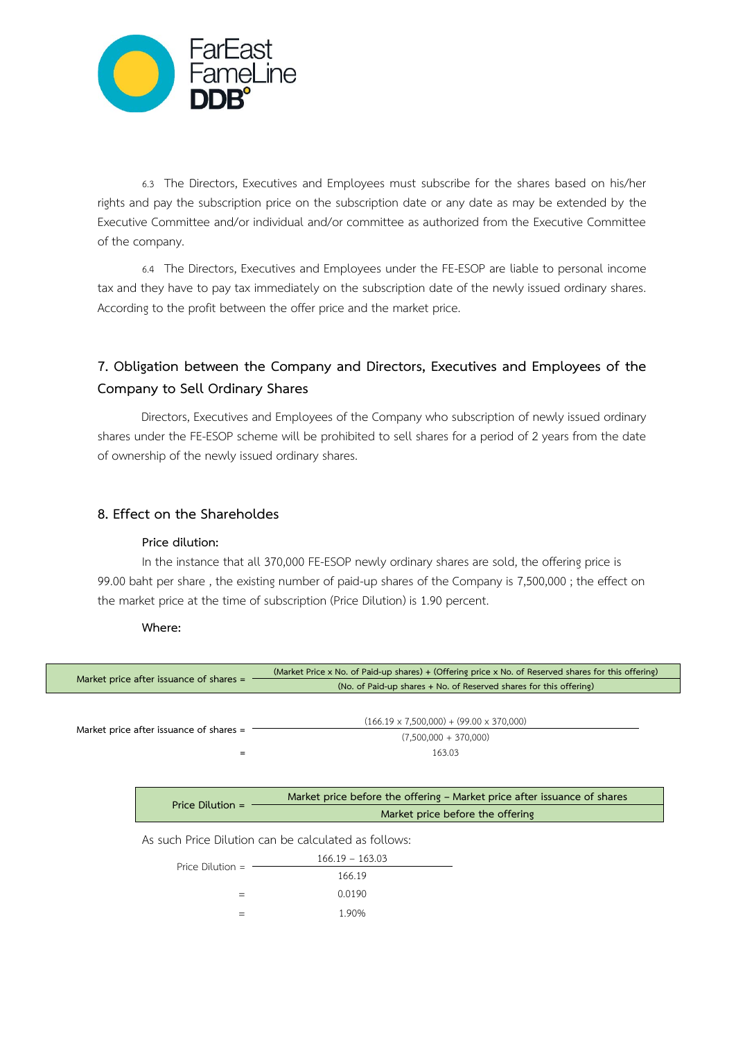6.3 The Directors, Executives and Employees must subscribe for the shares based on his/her rights and pay the subscription price on the subscription date or any date as may be extended by the Executive Committee and/or individual and/or committee as authorized from the Executive Committee of the company.

6.4 The Directors, Executives and Employees under the FE-ESOP are liable to personal income tax and they have to pay tax immediately on the subscription date of the newly issued ordinary shares. According to the profit between the offer price and the market price.

## 7. Obligation between the Company and Directors, Executives and Employees of the Company to Sell Ordinary Shares

Directors, Executives and Employees of the Company who subscription of newly issued ordinary shares under the FE-ESOP scheme will be prohibited to sell shares for a period of 2 years from the date of ownership of the newly issued ordinary shares.

## 8. Effect on the Shareholdes

**Price dilution:**

In the instance that all 370,000 FE-ESOP newly ordinary shares are sold, the offering price is 99.00 baht per share , the existing number of paid-up shares of the Company is 7,500,000 ; the effect on the market price at the time of subscription (Price Dilution) is 1.90 percent.

**Where:**

$$\text{Market price after issuance of shares} = \frac{(\text{Market Price} \times \text{No. of Paid-up shares}) + (\text{Offering price} \times \text{No. of Reserved shares for this offering})}{(\text{No. of Paid-up shares} + \text{No. of Reserved shares for this offering})}$$

$$\text{Market price after issuance of shares} = \frac{(166.19 \times 7{,}500{,}000) + (99.00 \times 370{,}000)}{(7{,}500{,}000 + 370{,}000)}$$

$$= 163.03$$

$$\text{Price Dilution} = \frac{\text{Market price before the offering} - \text{Market price after issuance of shares}}{\text{Market price before the offering}}$$

As such Price Dilution can be calculated as follows:

$$\text{Price Dilution} = \frac{166.19 - 163.03}{166.19}$$

$$= 0.0190$$

$$= 1.90\%$$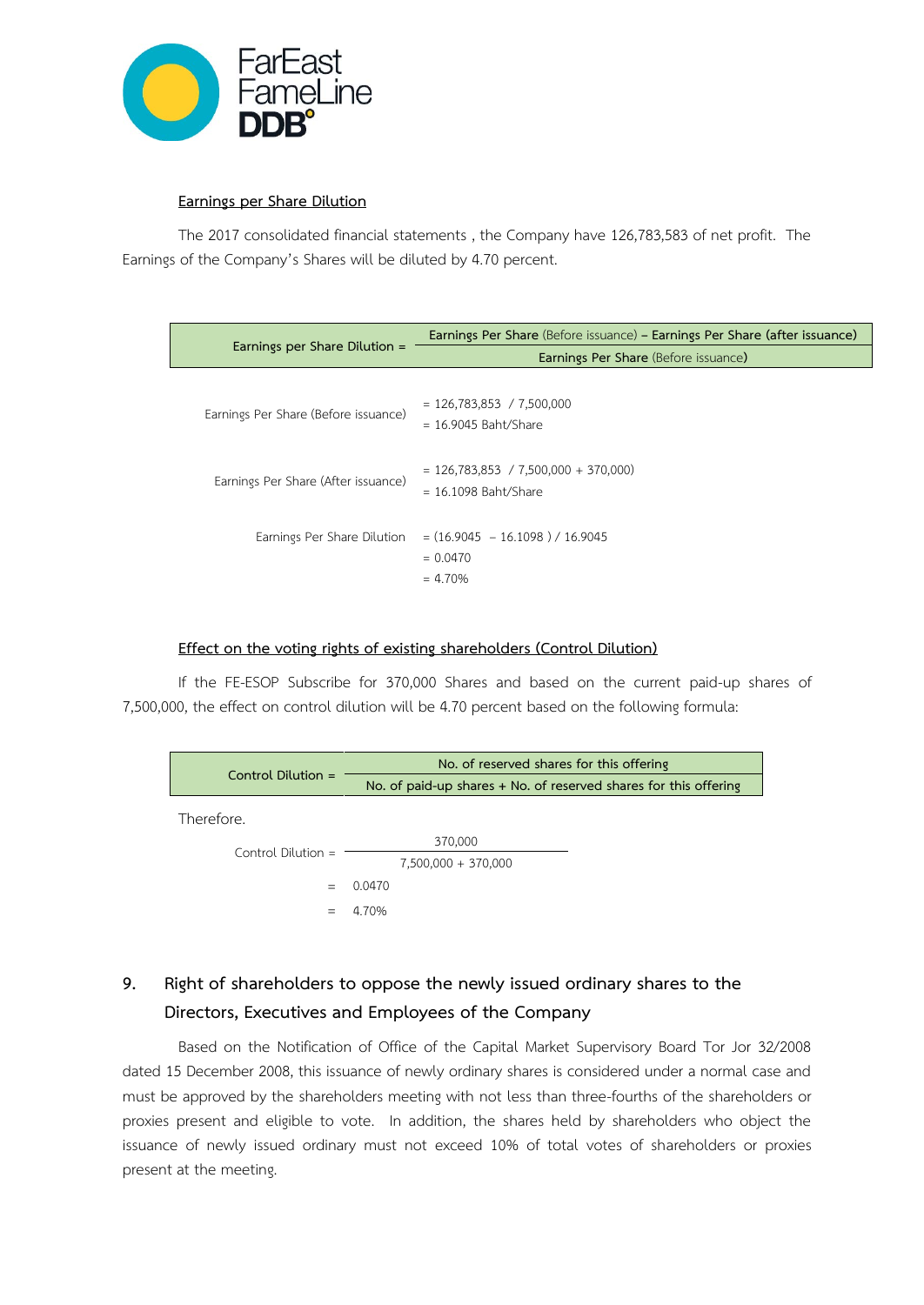**Earnings per Share Dilution**

The 2017 consolidated financial statements , the Company have 126,783,583 of net profit. The Earnings of the Company's Shares will be diluted by 4.70 percent.

$$\text{Earnings per Share Dilution} = \frac{\text{Earnings Per Share (Before issuance)} - \text{Earnings Per Share (after issuance)}}{\text{Earnings Per Share (Before issuance)}}$$

Earnings Per Share (Before issuance) = 126,783,853 / 7,500,000
= 16.9045 Baht/Share

Earnings Per Share (After issuance) = 126,783,853 / 7,500,000 + 370,000)
= 16.1098 Baht/Share

Earnings Per Share Dilution = (16.9045 – 16.1098 ) / 16.9045
= 0.0470
= 4.70%

**Effect on the voting rights of existing shareholders (Control Dilution)**

If the FE-ESOP Subscribe for 370,000 Shares and based on the current paid-up shares of 7,500,000, the effect on control dilution will be 4.70 percent based on the following formula:

$$\text{Control Dilution} = \frac{\text{No. of reserved shares for this offering}}{\text{No. of paid-up shares + No. of reserved shares for this offering}}$$

Therefore.

$$\text{Control Dilution} = \frac{370{,}000}{7{,}500{,}000 + 370{,}000}$$

= 0.0470

= 4.70%

## 9. Right of shareholders to oppose the newly issued ordinary shares to the Directors, Executives and Employees of the Company

Based on the Notification of Office of the Capital Market Supervisory Board Tor Jor 32/2008 dated 15 December 2008, this issuance of newly ordinary shares is considered under a normal case and must be approved by the shareholders meeting with not less than three-fourths of the shareholders or proxies present and eligible to vote. In addition, the shares held by shareholders who object the issuance of newly issued ordinary must not exceed 10% of total votes of shareholders or proxies present at the meeting.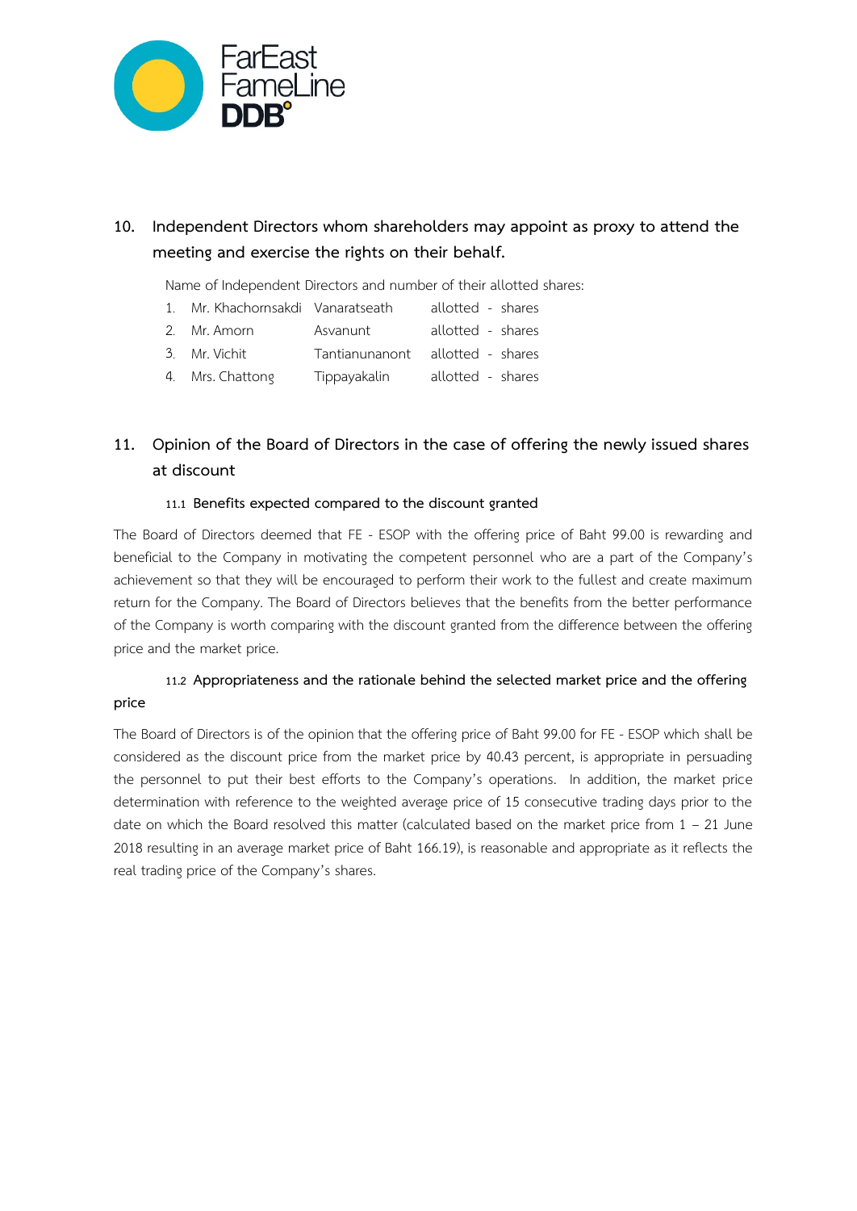## 10. Independent Directors whom shareholders may appoint as proxy to attend the meeting and exercise the rights on their behalf.

Name of Independent Directors and number of their allotted shares:

1. Mr. Khachornsakdi Vanaratseath allotted - shares
2. Mr. Amorn Asvanunt allotted - shares
3. Mr. Vichit Tantianunanont allotted - shares
4. Mrs. Chattong Tippayakalin allotted - shares

## 11. Opinion of the Board of Directors in the case of offering the newly issued shares at discount

### 11.1 Benefits expected compared to the discount granted

The Board of Directors deemed that FE - ESOP with the offering price of Baht 99.00 is rewarding and beneficial to the Company in motivating the competent personnel who are a part of the Company's achievement so that they will be encouraged to perform their work to the fullest and create maximum return for the Company. The Board of Directors believes that the benefits from the better performance of the Company is worth comparing with the discount granted from the difference between the offering price and the market price.

### 11.2 Appropriateness and the rationale behind the selected market price and the offering price

The Board of Directors is of the opinion that the offering price of Baht 99.00 for FE - ESOP which shall be considered as the discount price from the market price by 40.43 percent, is appropriate in persuading the personnel to put their best efforts to the Company's operations. In addition, the market price determination with reference to the weighted average price of 15 consecutive trading days prior to the date on which the Board resolved this matter (calculated based on the market price from 1 – 21 June 2018 resulting in an average market price of Baht 166.19), is reasonable and appropriate as it reflects the real trading price of the Company's shares.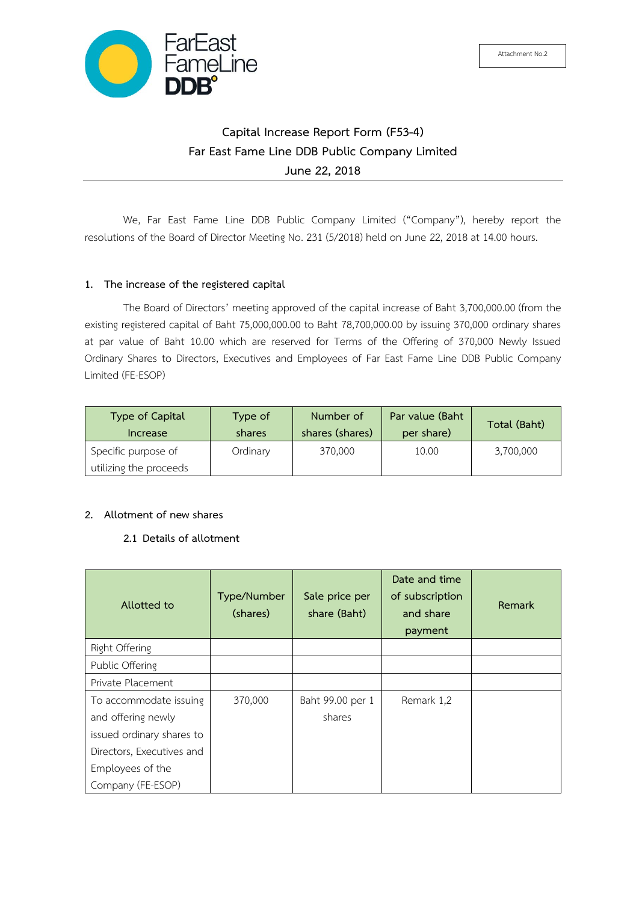Attachment No.2

# Capital Increase Report Form (F53-4)
## Far East Fame Line DDB Public Company Limited
### June 22, 2018

We, Far East Fame Line DDB Public Company Limited ("Company"), hereby report the resolutions of the Board of Director Meeting No. 231 (5/2018) held on June 22, 2018 at 14.00 hours.

**1. The increase of the registered capital**

The Board of Directors' meeting approved of the capital increase of Baht 3,700,000.00 (from the existing registered capital of Baht 75,000,000.00 to Baht 78,700,000.00 by issuing 370,000 ordinary shares at par value of Baht 10.00 which are reserved for Terms of the Offering of 370,000 Newly Issued Ordinary Shares to Directors, Executives and Employees of Far East Fame Line DDB Public Company Limited (FE-ESOP)

| Type of Capital Increase | Type of shares | Number of shares (shares) | Par value (Baht per share) | Total (Baht) |
|---|---|---|---|---|
| Specific purpose of utilizing the proceeds | Ordinary | 370,000 | 10.00 | 3,700,000 |

**2. Allotment of new shares**

2.1 Details of allotment

| Allotted to | Type/Number (shares) | Sale price per share (Baht) | Date and time of subscription and share payment | Remark |
|---|---|---|---|---|
| Right Offering | | | | |
| Public Offering | | | | |
| Private Placement | | | | |
| To accommodate issuing and offering newly issued ordinary shares to Directors, Executives and Employees of the Company (FE-ESOP) | 370,000 | Baht 99.00 per 1 shares | Remark 1,2 | |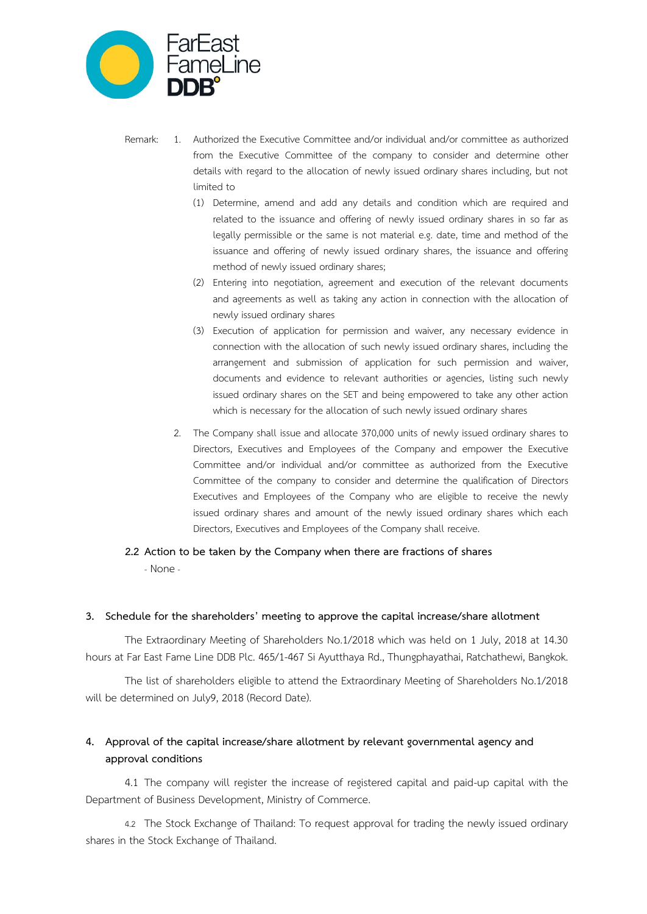Remark:

1. Authorized the Executive Committee and/or individual and/or committee as authorized from the Executive Committee of the company to consider and determine other details with regard to the allocation of newly issued ordinary shares including, but not limited to
   (1) Determine, amend and add any details and condition which are required and related to the issuance and offering of newly issued ordinary shares in so far as legally permissible or the same is not material e.g. date, time and method of the issuance and offering of newly issued ordinary shares, the issuance and offering method of newly issued ordinary shares;
   (2) Entering into negotiation, agreement and execution of the relevant documents and agreements as well as taking any action in connection with the allocation of newly issued ordinary shares
   (3) Execution of application for permission and waiver, any necessary evidence in connection with the allocation of such newly issued ordinary shares, including the arrangement and submission of application for such permission and waiver, documents and evidence to relevant authorities or agencies, listing such newly issued ordinary shares on the SET and being empowered to take any other action which is necessary for the allocation of such newly issued ordinary shares
2. The Company shall issue and allocate 370,000 units of newly issued ordinary shares to Directors, Executives and Employees of the Company and empower the Executive Committee and/or individual and/or committee as authorized from the Executive Committee of the company to consider and determine the qualification of Directors Executives and Employees of the Company who are eligible to receive the newly issued ordinary shares and amount of the newly issued ordinary shares which each Directors, Executives and Employees of the Company shall receive.

**2.2 Action to be taken by the Company when there are fractions of shares**

- None -

## 3. Schedule for the shareholders' meeting to approve the capital increase/share allotment

The Extraordinary Meeting of Shareholders No.1/2018 which was held on 1 July, 2018 at 14.30 hours at Far East Fame Line DDB Plc. 465/1-467 Si Ayutthaya Rd., Thungphayathai, Ratchathewi, Bangkok.

The list of shareholders eligible to attend the Extraordinary Meeting of Shareholders No.1/2018 will be determined on July9, 2018 (Record Date).

## 4. Approval of the capital increase/share allotment by relevant governmental agency and approval conditions

4.1 The company will register the increase of registered capital and paid-up capital with the Department of Business Development, Ministry of Commerce.

4.2 The Stock Exchange of Thailand: To request approval for trading the newly issued ordinary shares in the Stock Exchange of Thailand.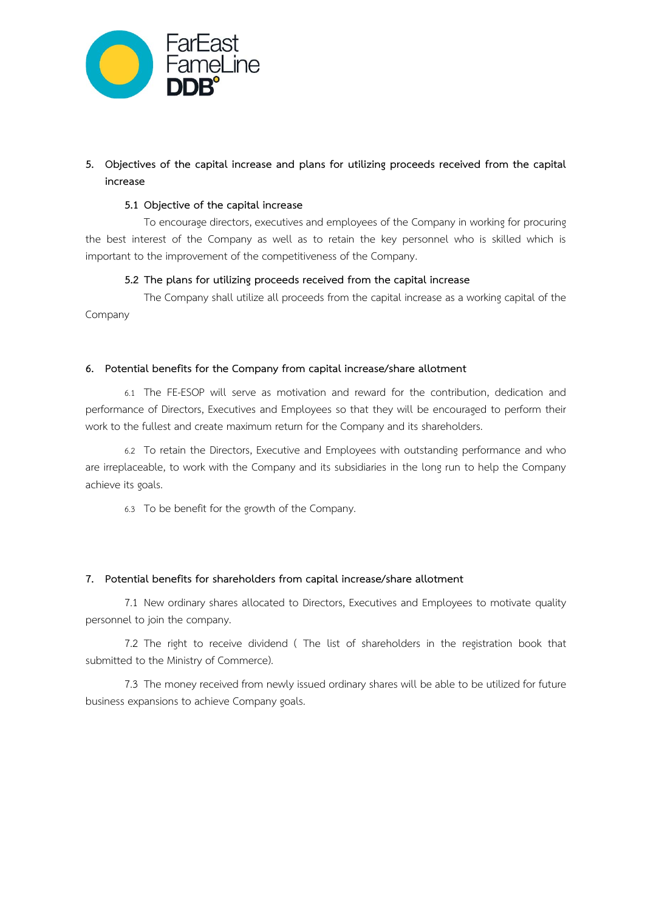## 5. Objectives of the capital increase and plans for utilizing proceeds received from the capital increase

### 5.1 Objective of the capital increase

To encourage directors, executives and employees of the Company in working for procuring the best interest of the Company as well as to retain the key personnel who is skilled which is important to the improvement of the competitiveness of the Company.

### 5.2 The plans for utilizing proceeds received from the capital increase

The Company shall utilize all proceeds from the capital increase as a working capital of the Company

## 6. Potential benefits for the Company from capital increase/share allotment

6.1 The FE-ESOP will serve as motivation and reward for the contribution, dedication and performance of Directors, Executives and Employees so that they will be encouraged to perform their work to the fullest and create maximum return for the Company and its shareholders.

6.2 To retain the Directors, Executive and Employees with outstanding performance and who are irreplaceable, to work with the Company and its subsidiaries in the long run to help the Company achieve its goals.

6.3 To be benefit for the growth of the Company.

## 7. Potential benefits for shareholders from capital increase/share allotment

7.1 New ordinary shares allocated to Directors, Executives and Employees to motivate quality personnel to join the company.

7.2 The right to receive dividend ( The list of shareholders in the registration book that submitted to the Ministry of Commerce).

7.3 The money received from newly issued ordinary shares will be able to be utilized for future business expansions to achieve Company goals.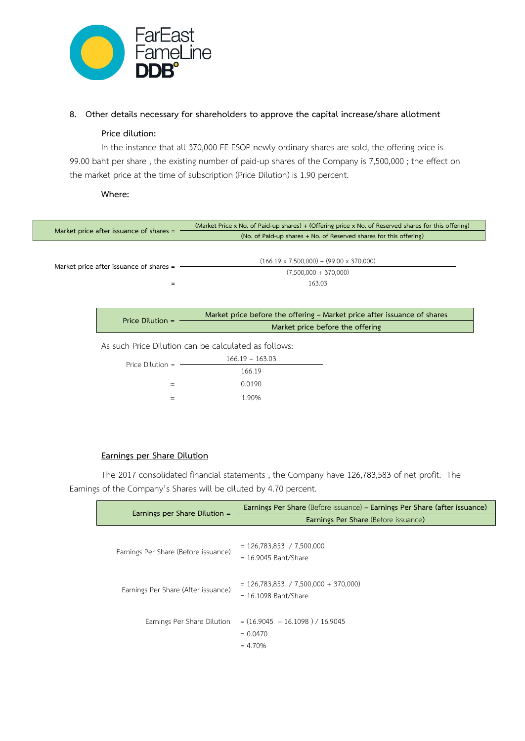8. Other details necessary for shareholders to approve the capital increase/share allotment

**Price dilution:**

In the instance that all 370,000 FE-ESOP newly ordinary shares are sold, the offering price is 99.00 baht per share , the existing number of paid-up shares of the Company is 7,500,000 ; the effect on the market price at the time of subscription (Price Dilution) is 1.90 percent.

**Where:**

$$\text{Market price after issuance of shares} = \frac{(\text{Market Price x No. of Paid-up shares}) + (\text{Offering price x No. of Reserved shares for this offering})}{(\text{No. of Paid-up shares + No. of Reserved shares for this offering})}$$

$$\text{Market price after issuance of shares} = \frac{(166.19 \times 7{,}500{,}000) + (99.00 \times 370{,}000)}{(7{,}500{,}000 + 370{,}000)}$$

$$= 163.03$$

$$\text{Price Dilution} = \frac{\text{Market price before the offering} - \text{Market price after issuance of shares}}{\text{Market price before the offering}}$$

As such Price Dilution can be calculated as follows:

$$\text{Price Dilution} = \frac{166.19 - 163.03}{166.19}$$

$$= 0.0190$$

$$= 1.90\%$$

**Earnings per Share Dilution**

The 2017 consolidated financial statements , the Company have 126,783,583 of net profit. The Earnings of the Company's Shares will be diluted by 4.70 percent.

$$\text{Earnings per Share Dilution} = \frac{\text{Earnings Per Share (Before issuance)} - \text{Earnings Per Share (after issuance)}}{\text{Earnings Per Share (Before issuance)}}$$

Earnings Per Share (Before issuance) = 126,783,853 / 7,500,000
= 16.9045 Baht/Share

Earnings Per Share (After issuance) = 126,783,853 / 7,500,000 + 370,000)
= 16.1098 Baht/Share

Earnings Per Share Dilution = (16.9045 − 16.1098 ) / 16.9045
= 0.0470
= 4.70%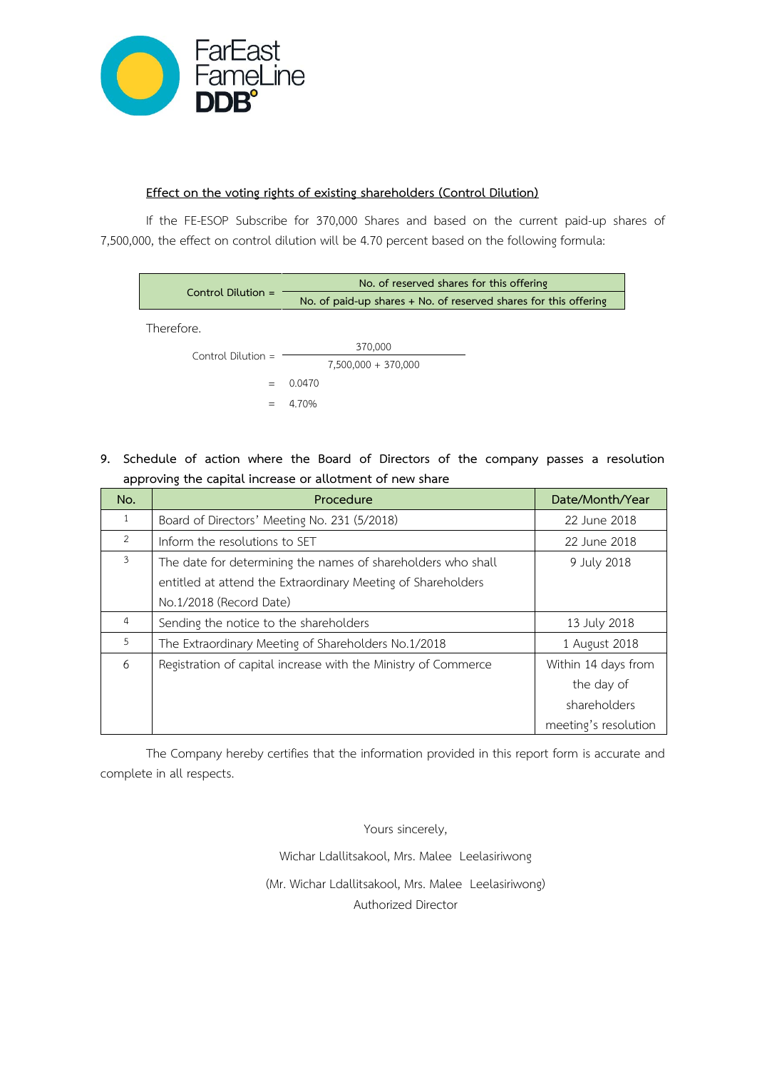**Effect on the voting rights of existing shareholders (Control Dilution)**

If the FE-ESOP Subscribe for 370,000 Shares and based on the current paid-up shares of 7,500,000, the effect on control dilution will be 4.70 percent based on the following formula:

$$\text{Control Dilution} = \frac{\text{No. of reserved shares for this offering}}{\text{No. of paid-up shares + No. of reserved shares for this offering}}$$

Therefore.

$$\text{Control Dilution} = \frac{370{,}000}{7{,}500{,}000 + 370{,}000}$$

$$= 0.0470$$

$$= 4.70\%$$

**9. Schedule of action where the Board of Directors of the company passes a resolution approving the capital increase or allotment of new share**

| No. | Procedure | Date/Month/Year |
|---|---|---|
| 1 | Board of Directors' Meeting No. 231 (5/2018) | 22 June 2018 |
| 2 | Inform the resolutions to SET | 22 June 2018 |
| 3 | The date for determining the names of shareholders who shall entitled at attend the Extraordinary Meeting of Shareholders No.1/2018 (Record Date) | 9 July 2018 |
| 4 | Sending the notice to the shareholders | 13 July 2018 |
| 5 | The Extraordinary Meeting of Shareholders No.1/2018 | 1 August 2018 |
| 6 | Registration of capital increase with the Ministry of Commerce | Within 14 days from the day of shareholders meeting's resolution |

The Company hereby certifies that the information provided in this report form is accurate and complete in all respects.

Yours sincerely,

Wichar Ldallitsakool, Mrs. Malee Leelasiriwong

(Mr. Wichar Ldallitsakool, Mrs. Malee Leelasiriwong)

Authorized Director